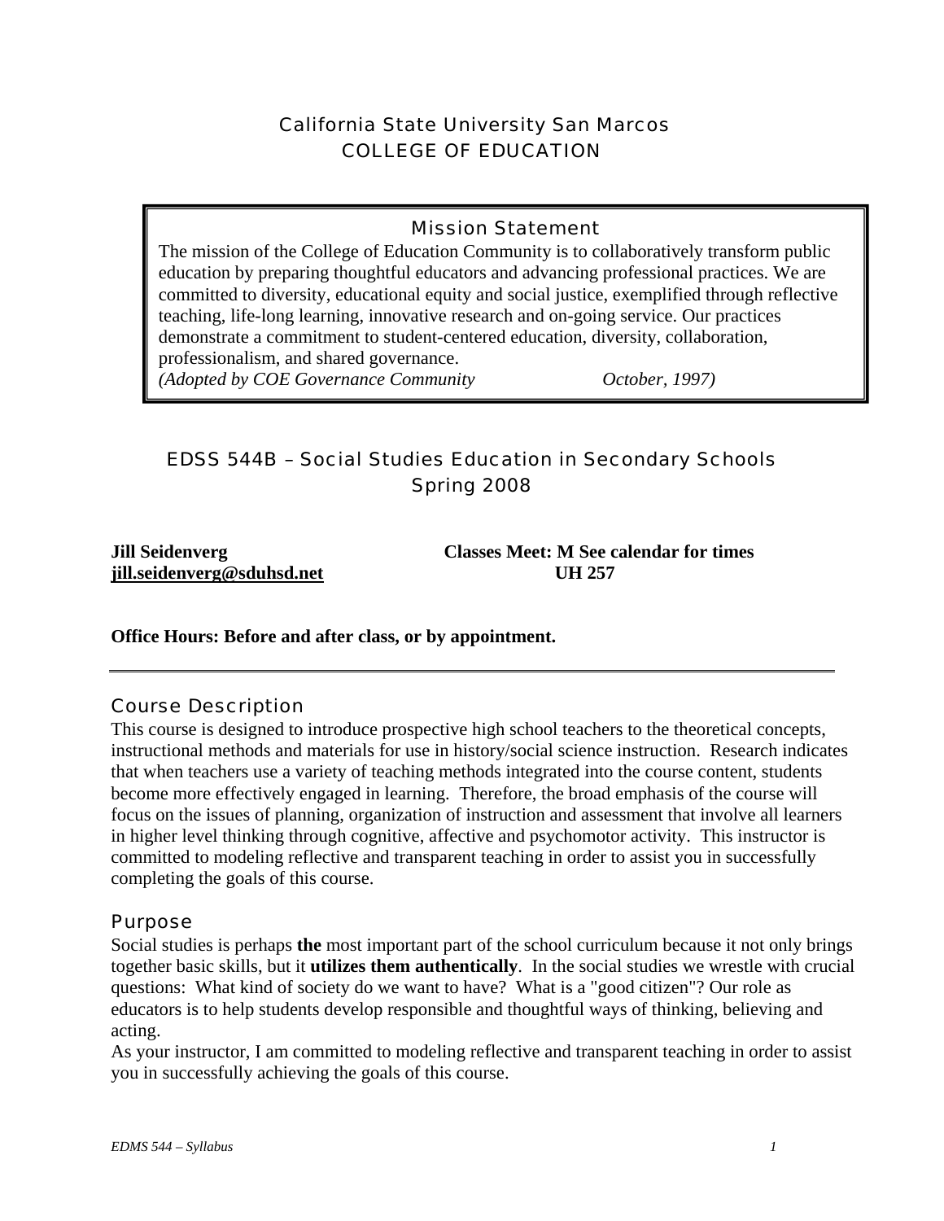# California State University San Marcos
## COLLEGE OF EDUCATION

### Mission Statement

The mission of the College of Education Community is to collaboratively transform public education by preparing thoughtful educators and advancing professional practices. We are committed to diversity, educational equity and social justice, exemplified through reflective teaching, life-long learning, innovative research and on-going service. Our practices demonstrate a commitment to student-centered education, diversity, collaboration, professionalism, and shared governance.

*(Adopted by COE Governance Community October, 1997)*

## EDSS 544B – Social Studies Education in Secondary Schools
## Spring 2008

**Jill Seidenverg**
**jill.seidenverg@sduhsd.net**

**Classes Meet: M See calendar for times**
**UH 257**

**Office Hours: Before and after class, or by appointment.**

---

## Course Description

This course is designed to introduce prospective high school teachers to the theoretical concepts, instructional methods and materials for use in history/social science instruction. Research indicates that when teachers use a variety of teaching methods integrated into the course content, students become more effectively engaged in learning. Therefore, the broad emphasis of the course will focus on the issues of planning, organization of instruction and assessment that involve all learners in higher level thinking through cognitive, affective and psychomotor activity. This instructor is committed to modeling reflective and transparent teaching in order to assist you in successfully completing the goals of this course.

## Purpose

Social studies is perhaps **the** most important part of the school curriculum because it not only brings together basic skills, but it **utilizes them authentically**. In the social studies we wrestle with crucial questions: What kind of society do we want to have? What is a "good citizen"? Our role as educators is to help students develop responsible and thoughtful ways of thinking, believing and acting.

As your instructor, I am committed to modeling reflective and transparent teaching in order to assist you in successfully achieving the goals of this course.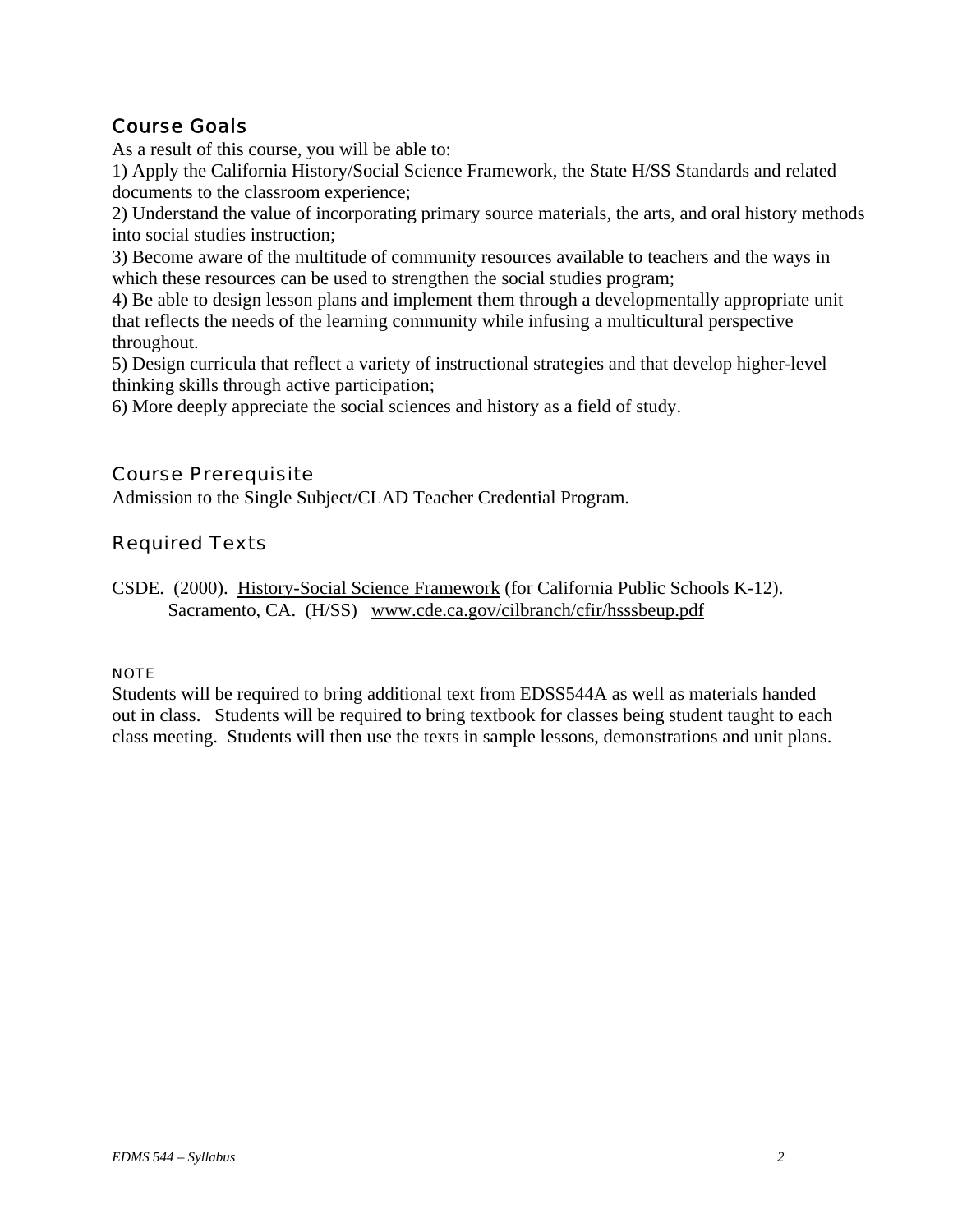## Course Goals

As a result of this course, you will be able to:

1) Apply the California History/Social Science Framework, the State H/SS Standards and related documents to the classroom experience;
2) Understand the value of incorporating primary source materials, the arts, and oral history methods into social studies instruction;
3) Become aware of the multitude of community resources available to teachers and the ways in which these resources can be used to strengthen the social studies program;
4) Be able to design lesson plans and implement them through a developmentally appropriate unit that reflects the needs of the learning community while infusing a multicultural perspective throughout.
5) Design curricula that reflect a variety of instructional strategies and that develop higher-level thinking skills through active participation;
6) More deeply appreciate the social sciences and history as a field of study.

## Course Prerequisite

Admission to the Single Subject/CLAD Teacher Credential Program.

## Required Texts

CSDE. (2000). History-Social Science Framework (for California Public Schools K-12). Sacramento, CA. (H/SS) www.cde.ca.gov/cilbranch/cfir/hsssbeup.pdf

#### NOTE

Students will be required to bring additional text from EDSS544A as well as materials handed out in class. Students will be required to bring textbook for classes being student taught to each class meeting. Students will then use the texts in sample lessons, demonstrations and unit plans.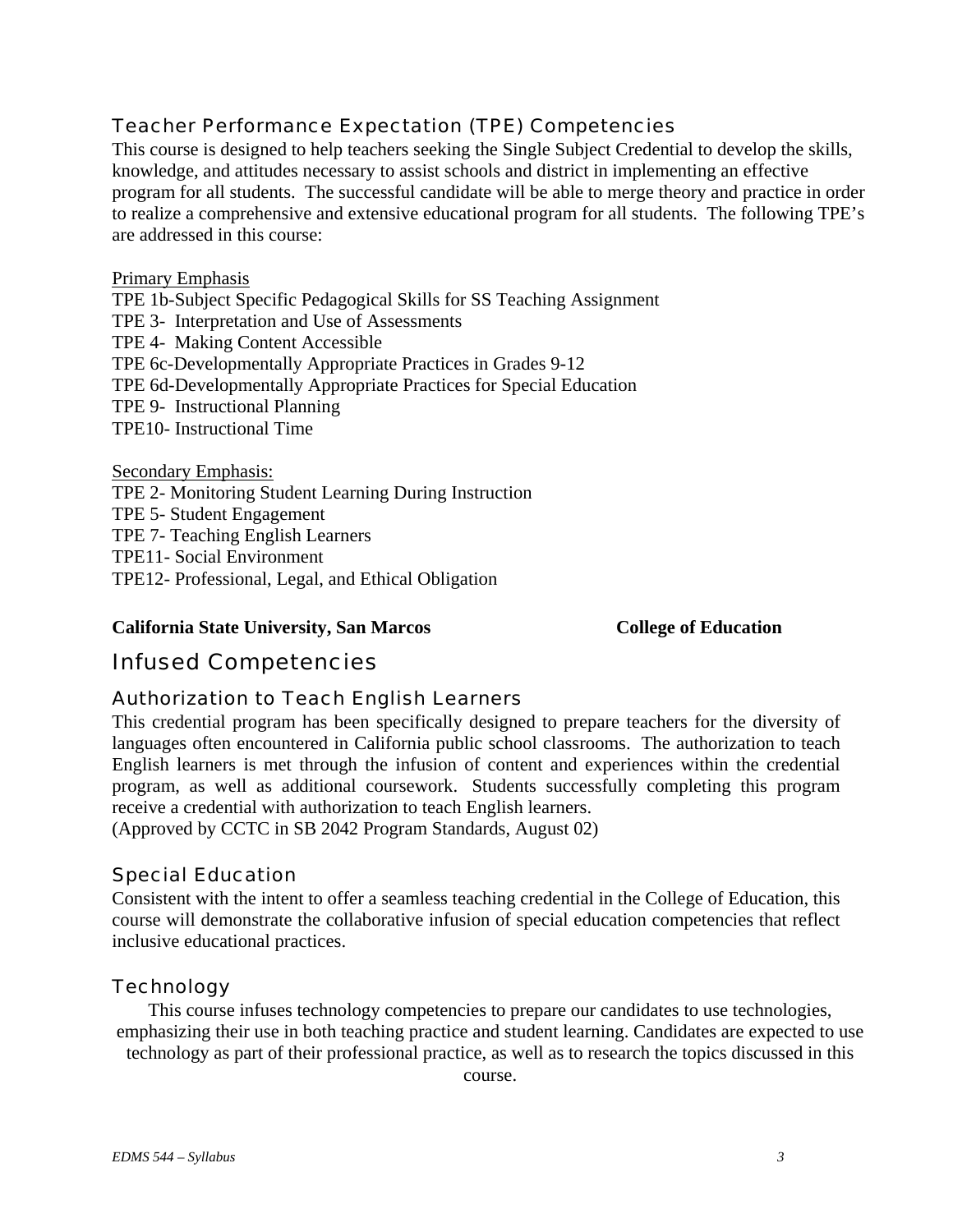## Teacher Performance Expectation (TPE) Competencies

This course is designed to help teachers seeking the Single Subject Credential to develop the skills, knowledge, and attitudes necessary to assist schools and district in implementing an effective program for all students. The successful candidate will be able to merge theory and practice in order to realize a comprehensive and extensive educational program for all students. The following TPE's are addressed in this course:

Primary Emphasis

TPE 1b-Subject Specific Pedagogical Skills for SS Teaching Assignment
TPE 3- Interpretation and Use of Assessments
TPE 4- Making Content Accessible
TPE 6c-Developmentally Appropriate Practices in Grades 9-12
TPE 6d-Developmentally Appropriate Practices for Special Education
TPE 9- Instructional Planning
TPE10- Instructional Time

Secondary Emphasis:

TPE 2- Monitoring Student Learning During Instruction
TPE 5- Student Engagement
TPE 7- Teaching English Learners
TPE11- Social Environment
TPE12- Professional, Legal, and Ethical Obligation

**California State University, San Marcos** **College of Education**

# Infused Competencies

## Authorization to Teach English Learners

This credential program has been specifically designed to prepare teachers for the diversity of languages often encountered in California public school classrooms. The authorization to teach English learners is met through the infusion of content and experiences within the credential program, as well as additional coursework. Students successfully completing this program receive a credential with authorization to teach English learners.
(Approved by CCTC in SB 2042 Program Standards, August 02)

## Special Education

Consistent with the intent to offer a seamless teaching credential in the College of Education, this course will demonstrate the collaborative infusion of special education competencies that reflect inclusive educational practices.

## Technology

This course infuses technology competencies to prepare our candidates to use technologies, emphasizing their use in both teaching practice and student learning. Candidates are expected to use technology as part of their professional practice, as well as to research the topics discussed in this course.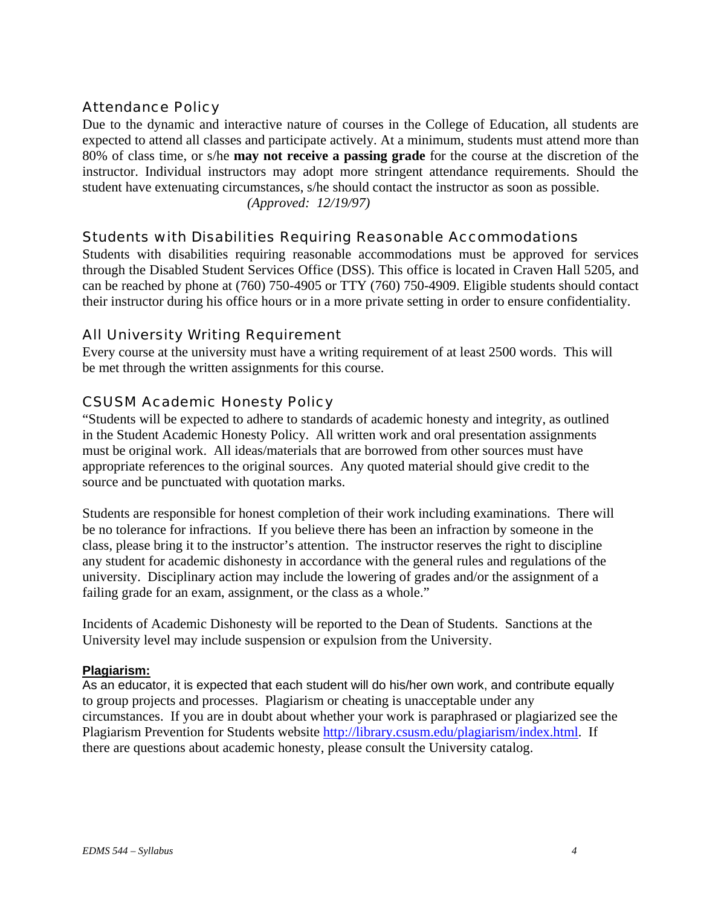## Attendance Policy

Due to the dynamic and interactive nature of courses in the College of Education, all students are expected to attend all classes and participate actively. At a minimum, students must attend more than 80% of class time, or s/he **may not receive a passing grade** for the course at the discretion of the instructor. Individual instructors may adopt more stringent attendance requirements. Should the student have extenuating circumstances, s/he should contact the instructor as soon as possible.

*(Approved: 12/19/97)*

## Students with Disabilities Requiring Reasonable Accommodations

Students with disabilities requiring reasonable accommodations must be approved for services through the Disabled Student Services Office (DSS). This office is located in Craven Hall 5205, and can be reached by phone at (760) 750-4905 or TTY (760) 750-4909. Eligible students should contact their instructor during his office hours or in a more private setting in order to ensure confidentiality.

## All University Writing Requirement

Every course at the university must have a writing requirement of at least 2500 words. This will be met through the written assignments for this course.

## CSUSM Academic Honesty Policy

"Students will be expected to adhere to standards of academic honesty and integrity, as outlined in the Student Academic Honesty Policy. All written work and oral presentation assignments must be original work. All ideas/materials that are borrowed from other sources must have appropriate references to the original sources. Any quoted material should give credit to the source and be punctuated with quotation marks.

Students are responsible for honest completion of their work including examinations. There will be no tolerance for infractions. If you believe there has been an infraction by someone in the class, please bring it to the instructor's attention. The instructor reserves the right to discipline any student for academic dishonesty in accordance with the general rules and regulations of the university. Disciplinary action may include the lowering of grades and/or the assignment of a failing grade for an exam, assignment, or the class as a whole."

Incidents of Academic Dishonesty will be reported to the Dean of Students. Sanctions at the University level may include suspension or expulsion from the University.

**Plagiarism:**

As an educator, it is expected that each student will do his/her own work, and contribute equally to group projects and processes. Plagiarism or cheating is unacceptable under any circumstances. If you are in doubt about whether your work is paraphrased or plagiarized see the Plagiarism Prevention for Students website http://library.csusm.edu/plagiarism/index.html. If there are questions about academic honesty, please consult the University catalog.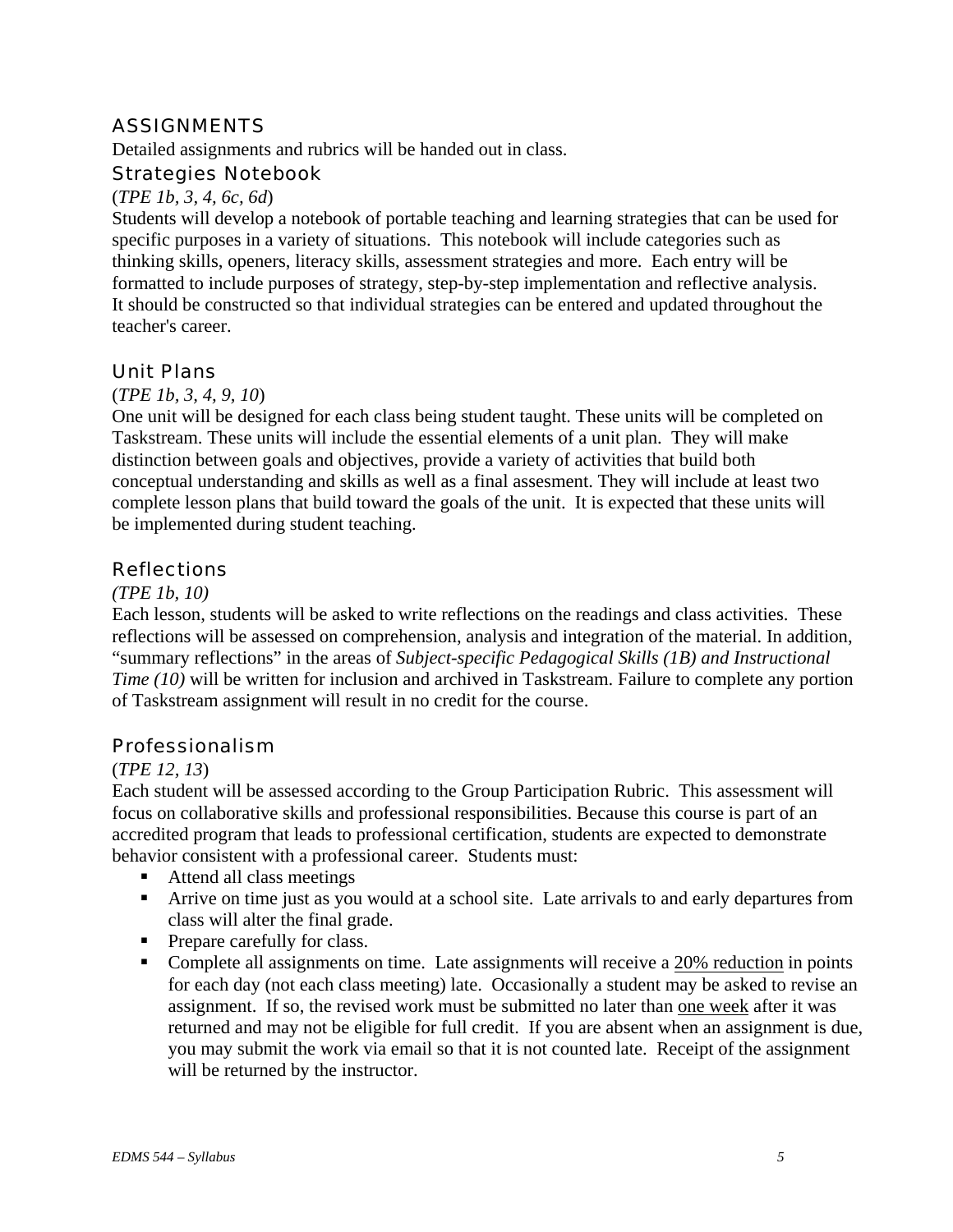## ASSIGNMENTS

Detailed assignments and rubrics will be handed out in class.

### Strategies Notebook

(*TPE 1b, 3, 4, 6c, 6d*)

Students will develop a notebook of portable teaching and learning strategies that can be used for specific purposes in a variety of situations. This notebook will include categories such as thinking skills, openers, literacy skills, assessment strategies and more. Each entry will be formatted to include purposes of strategy, step-by-step implementation and reflective analysis. It should be constructed so that individual strategies can be entered and updated throughout the teacher's career.

### Unit Plans

(*TPE 1b, 3, 4, 9, 10*)

One unit will be designed for each class being student taught. These units will be completed on Taskstream. These units will include the essential elements of a unit plan. They will make distinction between goals and objectives, provide a variety of activities that build both conceptual understanding and skills as well as a final assesment. They will include at least two complete lesson plans that build toward the goals of the unit. It is expected that these units will be implemented during student teaching.

### Reflections

*(TPE 1b, 10)*

Each lesson, students will be asked to write reflections on the readings and class activities. These reflections will be assessed on comprehension, analysis and integration of the material. In addition, "summary reflections" in the areas of *Subject-specific Pedagogical Skills (1B) and Instructional Time (10)* will be written for inclusion and archived in Taskstream. Failure to complete any portion of Taskstream assignment will result in no credit for the course.

### Professionalism

(*TPE 12, 13*)

Each student will be assessed according to the Group Participation Rubric. This assessment will focus on collaborative skills and professional responsibilities. Because this course is part of an accredited program that leads to professional certification, students are expected to demonstrate behavior consistent with a professional career. Students must:

- Attend all class meetings
- Arrive on time just as you would at a school site. Late arrivals to and early departures from class will alter the final grade.
- Prepare carefully for class.
- Complete all assignments on time. Late assignments will receive a <u>20% reduction</u> in points for each day (not each class meeting) late. Occasionally a student may be asked to revise an assignment. If so, the revised work must be submitted no later than <u>one week</u> after it was returned and may not be eligible for full credit. If you are absent when an assignment is due, you may submit the work via email so that it is not counted late. Receipt of the assignment will be returned by the instructor.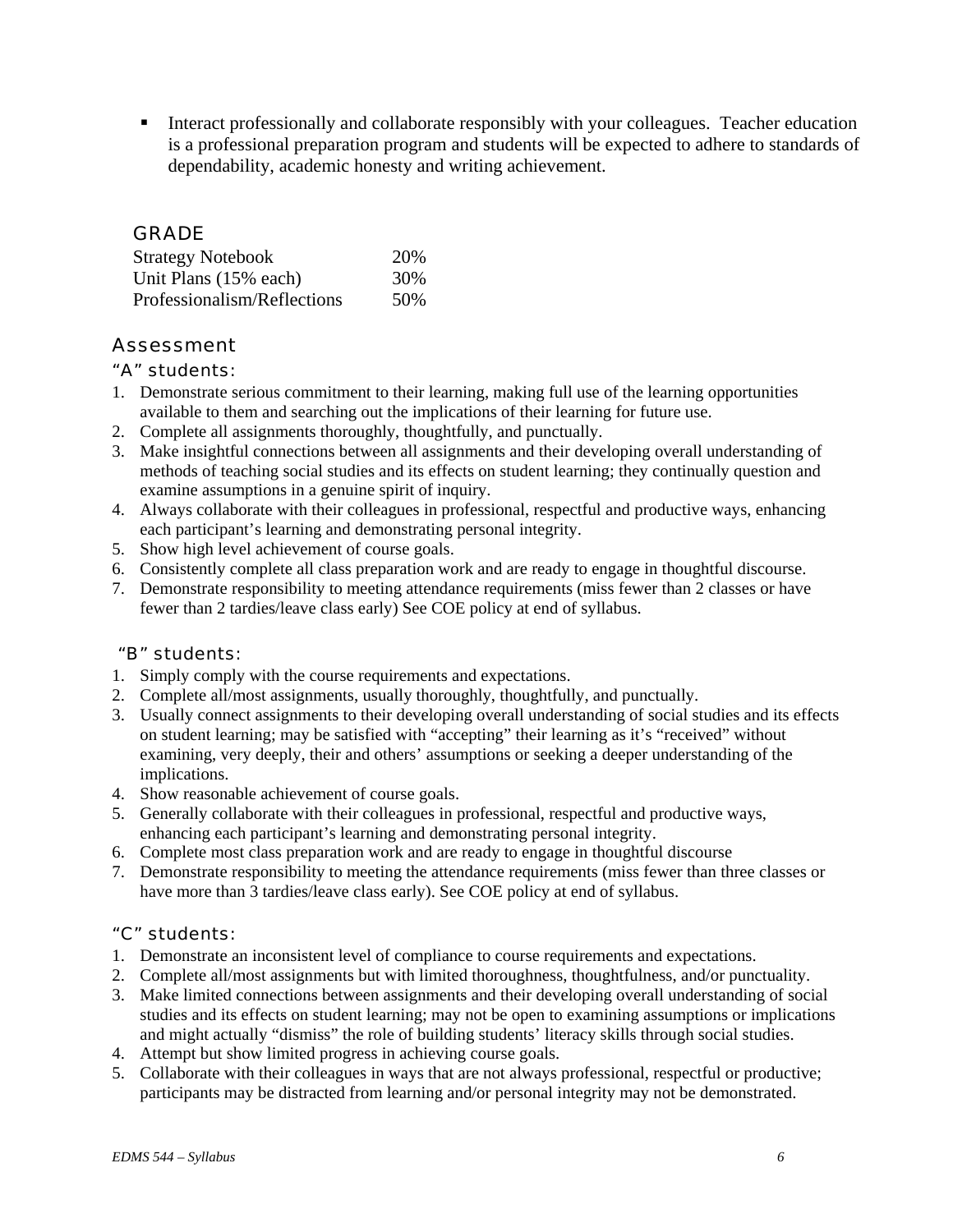- Interact professionally and collaborate responsibly with your colleagues. Teacher education is a professional preparation program and students will be expected to adhere to standards of dependability, academic honesty and writing achievement.

## GRADE

| | |
|---|---|
| Strategy Notebook | 20% |
| Unit Plans (15% each) | 30% |
| Professionalism/Reflections | 50% |

## Assessment

### "A" students:

1. Demonstrate serious commitment to their learning, making full use of the learning opportunities available to them and searching out the implications of their learning for future use.
2. Complete all assignments thoroughly, thoughtfully, and punctually.
3. Make insightful connections between all assignments and their developing overall understanding of methods of teaching social studies and its effects on student learning; they continually question and examine assumptions in a genuine spirit of inquiry.
4. Always collaborate with their colleagues in professional, respectful and productive ways, enhancing each participant's learning and demonstrating personal integrity.
5. Show high level achievement of course goals.
6. Consistently complete all class preparation work and are ready to engage in thoughtful discourse.
7. Demonstrate responsibility to meeting attendance requirements (miss fewer than 2 classes or have fewer than 2 tardies/leave class early) See COE policy at end of syllabus.

### "B" students:

1. Simply comply with the course requirements and expectations.
2. Complete all/most assignments, usually thoroughly, thoughtfully, and punctually.
3. Usually connect assignments to their developing overall understanding of social studies and its effects on student learning; may be satisfied with "accepting" their learning as it's "received" without examining, very deeply, their and others' assumptions or seeking a deeper understanding of the implications.
4. Show reasonable achievement of course goals.
5. Generally collaborate with their colleagues in professional, respectful and productive ways, enhancing each participant's learning and demonstrating personal integrity.
6. Complete most class preparation work and are ready to engage in thoughtful discourse
7. Demonstrate responsibility to meeting the attendance requirements (miss fewer than three classes or have more than 3 tardies/leave class early). See COE policy at end of syllabus.

### "C" students:

1. Demonstrate an inconsistent level of compliance to course requirements and expectations.
2. Complete all/most assignments but with limited thoroughness, thoughtfulness, and/or punctuality.
3. Make limited connections between assignments and their developing overall understanding of social studies and its effects on student learning; may not be open to examining assumptions or implications and might actually "dismiss" the role of building students' literacy skills through social studies.
4. Attempt but show limited progress in achieving course goals.
5. Collaborate with their colleagues in ways that are not always professional, respectful or productive; participants may be distracted from learning and/or personal integrity may not be demonstrated.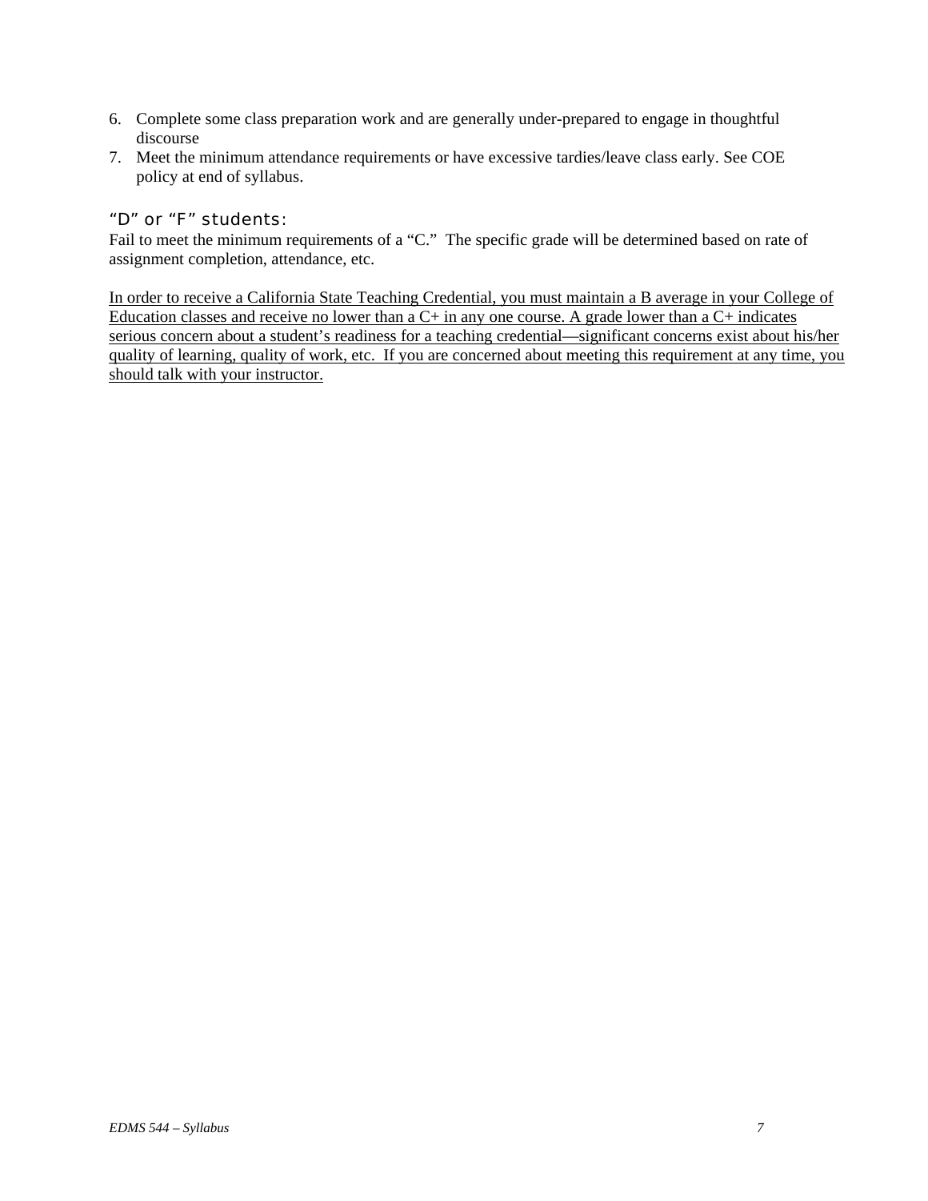6. Complete some class preparation work and are generally under-prepared to engage in thoughtful discourse
7. Meet the minimum attendance requirements or have excessive tardies/leave class early. See COE policy at end of syllabus.

### "D" or "F" students:

Fail to meet the minimum requirements of a "C." The specific grade will be determined based on rate of assignment completion, attendance, etc.

<u>In order to receive a California State Teaching Credential, you must maintain a B average in your College of Education classes and receive no lower than a C+ in any one course. A grade lower than a C+ indicates serious concern about a student's readiness for a teaching credential—significant concerns exist about his/her quality of learning, quality of work, etc. If you are concerned about meeting this requirement at any time, you should talk with your instructor.</u>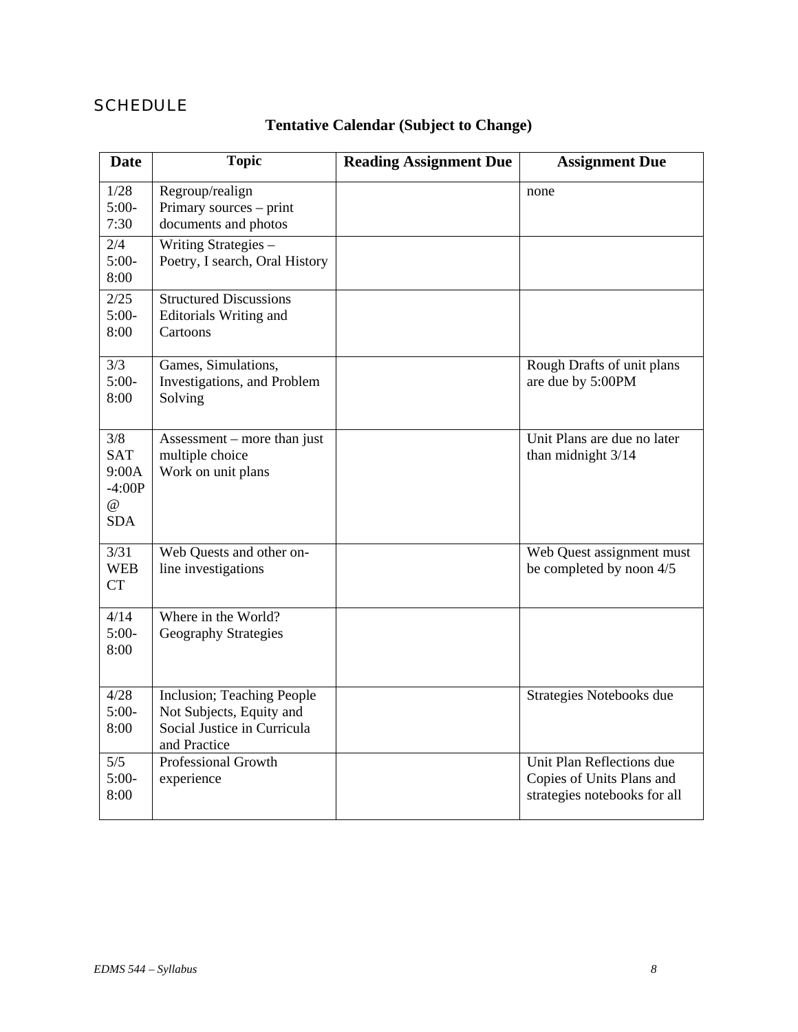## SCHEDULE

**Tentative Calendar (Subject to Change)**

| Date | Topic | Reading Assignment Due | Assignment Due |
|---|---|---|---|
| 1/28 5:00-7:30 | Regroup/realign Primary sources – print documents and photos | | none |
| 2/4 5:00-8:00 | Writing Strategies – Poetry, I search, Oral History | | |
| 2/25 5:00-8:00 | Structured Discussions Editorials Writing and Cartoons | | |
| 3/3 5:00-8:00 | Games, Simulations, Investigations, and Problem Solving | | Rough Drafts of unit plans are due by 5:00PM |
| 3/8 SAT 9:00A-4:00P @ SDA | Assessment – more than just multiple choice Work on unit plans | | Unit Plans are due no later than midnight 3/14 |
| 3/31 WEB CT | Web Quests and other on-line investigations | | Web Quest assignment must be completed by noon 4/5 |
| 4/14 5:00-8:00 | Where in the World? Geography Strategies | | |
| 4/28 5:00-8:00 | Inclusion; Teaching People Not Subjects, Equity and Social Justice in Curricula and Practice | | Strategies Notebooks due |
| 5/5 5:00-8:00 | Professional Growth experience | | Unit Plan Reflections due Copies of Units Plans and strategies notebooks for all |